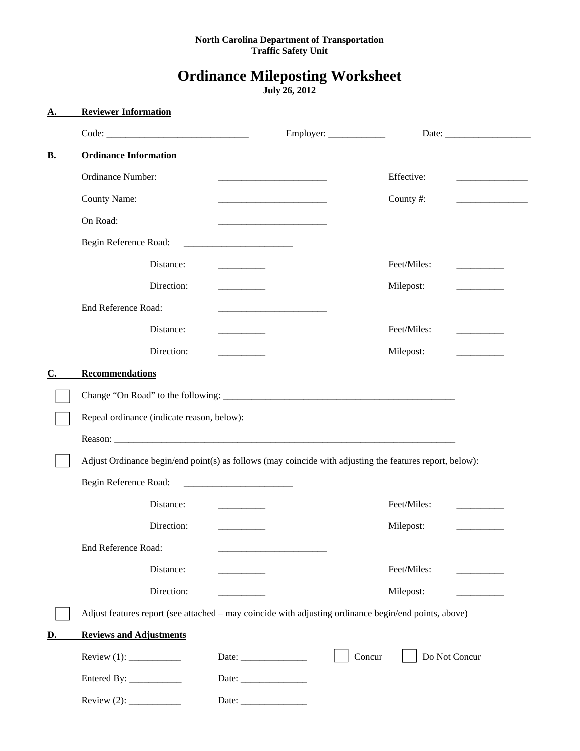**North Carolina Department of Transportation**
**Traffic Safety Unit**

# Ordinance Mileposting Worksheet

**July 26, 2012**

## A. Reviewer Information

Code: ______________________________ Employer: ____________ Date: __________________

## B. Ordinance Information

Ordinance Number: _______________________ Effective: _______________

County Name: _______________________ County #: _______________

On Road: _______________________

Begin Reference Road: _______________________

Distance: __________ Feet/Miles: __________

Direction: __________ Milepost: __________

End Reference Road: _______________________

Distance: __________ Feet/Miles: __________

Direction: __________ Milepost: __________

## C. Recommendations

☐ Change "On Road" to the following: ___________________________________________________

☐ Repeal ordinance (indicate reason, below):

Reason: _____________________________________________________________________________

☐ Adjust Ordinance begin/end point(s) as follows (may coincide with adjusting the features report, below):

Begin Reference Road: _______________________

Distance: __________ Feet/Miles: __________

Direction: __________ Milepost: __________

End Reference Road: _______________________

Distance: __________ Feet/Miles: __________

Direction: __________ Milepost: __________

☐ Adjust features report (see attached – may coincide with adjusting ordinance begin/end points, above)

## D. Reviews and Adjustments

Review (1): ___________ Date: ______________ ☐ Concur ☐ Do Not Concur

Entered By: ___________ Date: ______________

Review (2): ___________ Date: ______________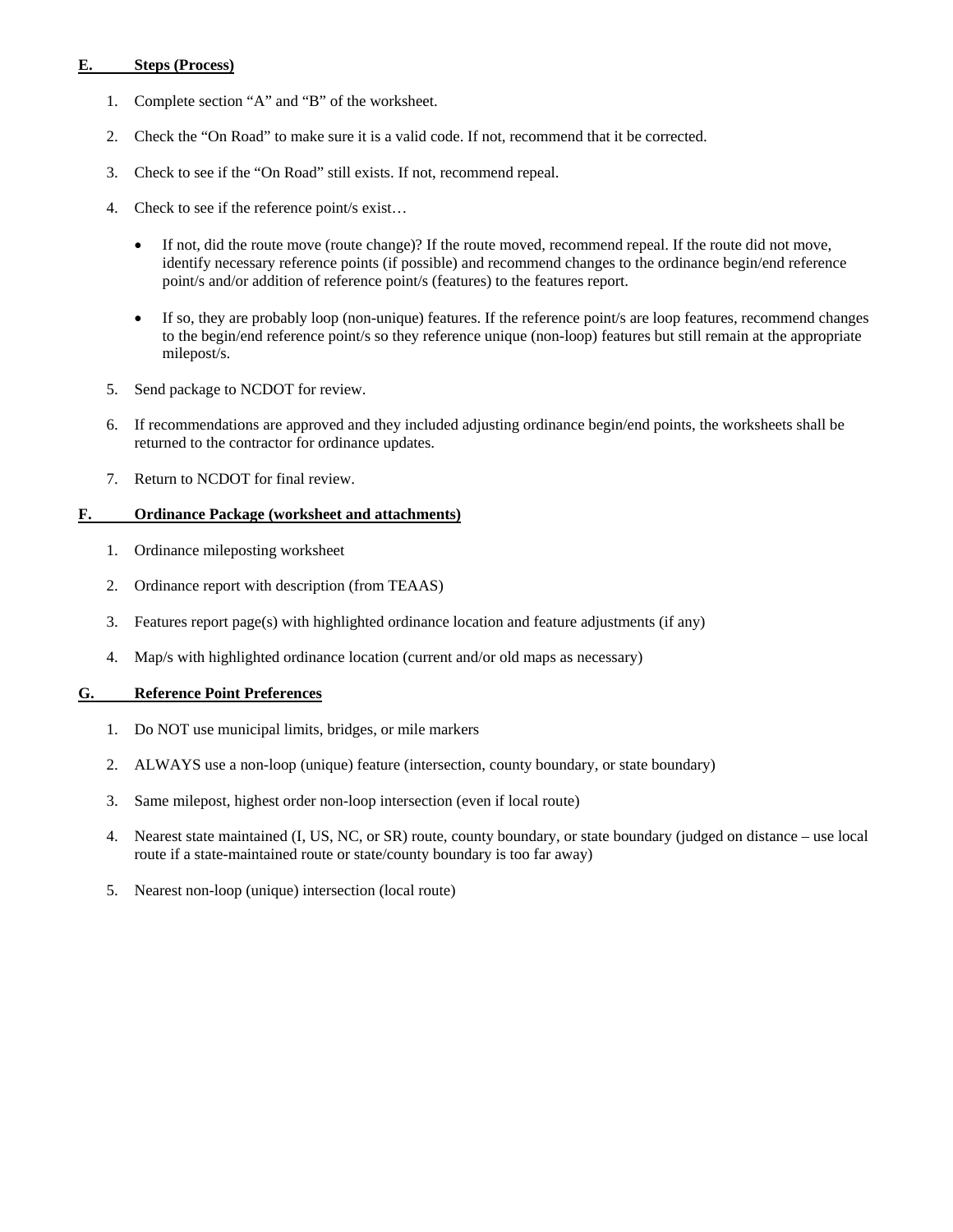## E. Steps (Process)

1. Complete section "A" and "B" of the worksheet.
2. Check the "On Road" to make sure it is a valid code. If not, recommend that it be corrected.
3. Check to see if the "On Road" still exists. If not, recommend repeal.
4. Check to see if the reference point/s exist…
   - If not, did the route move (route change)? If the route moved, recommend repeal. If the route did not move, identify necessary reference points (if possible) and recommend changes to the ordinance begin/end reference point/s and/or addition of reference point/s (features) to the features report.
   - If so, they are probably loop (non-unique) features. If the reference point/s are loop features, recommend changes to the begin/end reference point/s so they reference unique (non-loop) features but still remain at the appropriate milepost/s.
5. Send package to NCDOT for review.
6. If recommendations are approved and they included adjusting ordinance begin/end points, the worksheets shall be returned to the contractor for ordinance updates.
7. Return to NCDOT for final review.

## F. Ordinance Package (worksheet and attachments)

1. Ordinance mileposting worksheet
2. Ordinance report with description (from TEAAS)
3. Features report page(s) with highlighted ordinance location and feature adjustments (if any)
4. Map/s with highlighted ordinance location (current and/or old maps as necessary)

## G. Reference Point Preferences

1. Do NOT use municipal limits, bridges, or mile markers
2. ALWAYS use a non-loop (unique) feature (intersection, county boundary, or state boundary)
3. Same milepost, highest order non-loop intersection (even if local route)
4. Nearest state maintained (I, US, NC, or SR) route, county boundary, or state boundary (judged on distance – use local route if a state-maintained route or state/county boundary is too far away)
5. Nearest non-loop (unique) intersection (local route)